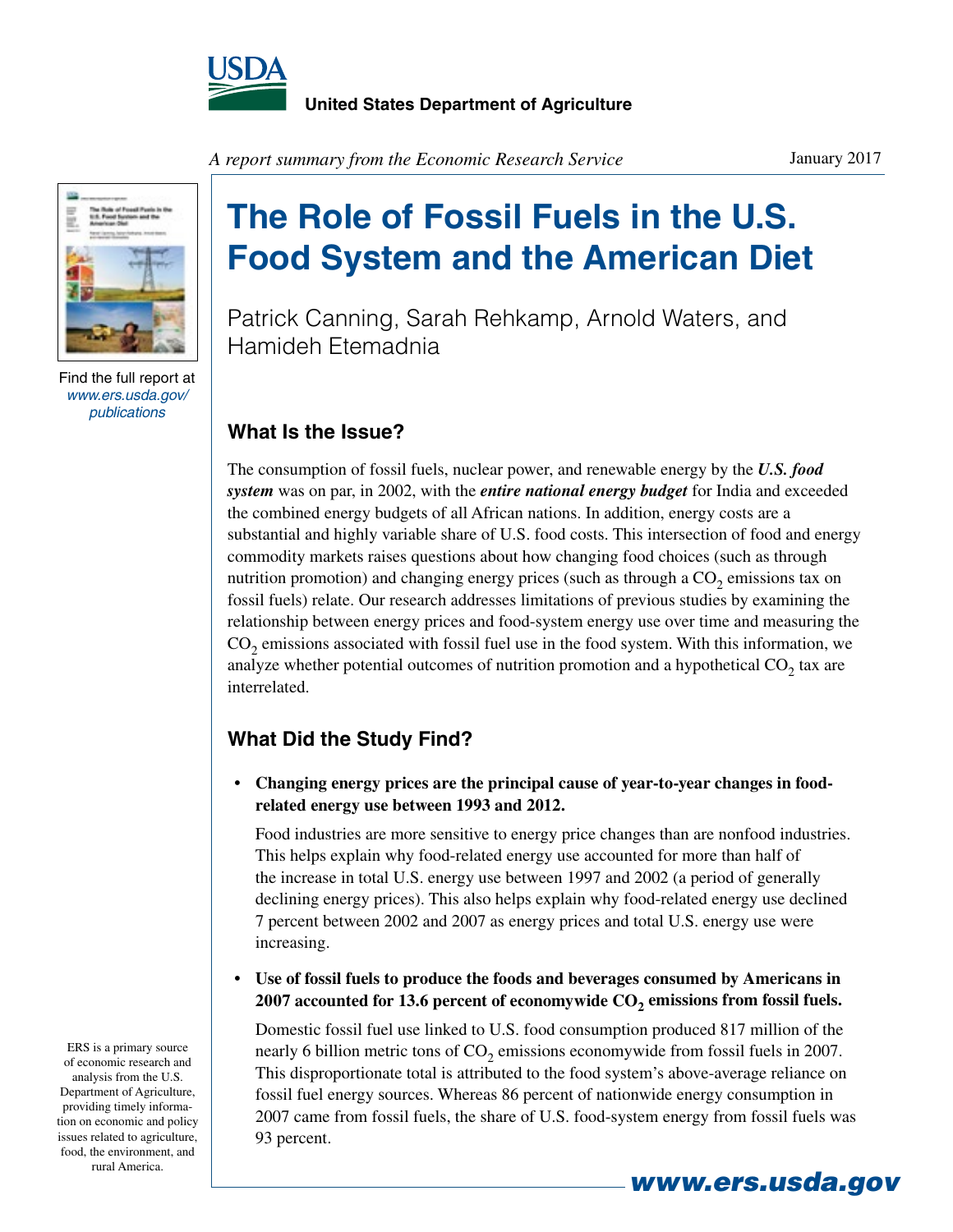United States Department of Agriculture

*A report summary from the Economic Research Service*

January 2017

Find the full report at *www.ers.usda.gov/publications*

# The Role of Fossil Fuels in the U.S. Food System and the American Diet

Patrick Canning, Sarah Rehkamp, Arnold Waters, and Hamideh Etemadnia

## What Is the Issue?

The consumption of fossil fuels, nuclear power, and renewable energy by the ***U.S. food system*** was on par, in 2002, with the ***entire national energy budget*** for India and exceeded the combined energy budgets of all African nations. In addition, energy costs are a substantial and highly variable share of U.S. food costs. This intersection of food and energy commodity markets raises questions about how changing food choices (such as through nutrition promotion) and changing energy prices (such as through a $CO_2$ emissions tax on fossil fuels) relate. Our research addresses limitations of previous studies by examining the relationship between energy prices and food-system energy use over time and measuring the $CO_2$ emissions associated with fossil fuel use in the food system. With this information, we analyze whether potential outcomes of nutrition promotion and a hypothetical $CO_2$ tax are interrelated.

## What Did the Study Find?

- **Changing energy prices are the principal cause of year-to-year changes in food-related energy use between 1993 and 2012.**

  Food industries are more sensitive to energy price changes than are nonfood industries. This helps explain why food-related energy use accounted for more than half of the increase in total U.S. energy use between 1997 and 2002 (a period of generally declining energy prices). This also helps explain why food-related energy use declined 7 percent between 2002 and 2007 as energy prices and total U.S. energy use were increasing.

- **Use of fossil fuels to produce the foods and beverages consumed by Americans in 2007 accounted for 13.6 percent of economywide $CO_2$ emissions from fossil fuels.**

  Domestic fossil fuel use linked to U.S. food consumption produced 817 million of the nearly 6 billion metric tons of $CO_2$ emissions economywide from fossil fuels in 2007. This disproportionate total is attributed to the food system's above-average reliance on fossil fuel energy sources. Whereas 86 percent of nationwide energy consumption in 2007 came from fossil fuels, the share of U.S. food-system energy from fossil fuels was 93 percent.

ERS is a primary source of economic research and analysis from the U.S. Department of Agriculture, providing timely information on economic and policy issues related to agriculture, food, the environment, and rural America.

www.ers.usda.gov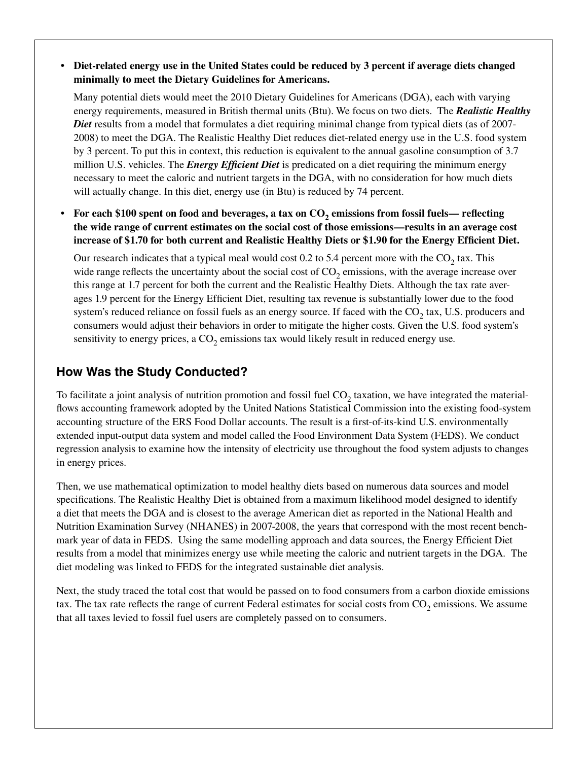- **Diet-related energy use in the United States could be reduced by 3 percent if average diets changed minimally to meet the Dietary Guidelines for Americans.**

  Many potential diets would meet the 2010 Dietary Guidelines for Americans (DGA), each with varying energy requirements, measured in British thermal units (Btu). We focus on two diets. The ***Realistic Healthy Diet*** results from a model that formulates a diet requiring minimal change from typical diets (as of 2007-2008) to meet the DGA. The Realistic Healthy Diet reduces diet-related energy use in the U.S. food system by 3 percent. To put this in context, this reduction is equivalent to the annual gasoline consumption of 3.7 million U.S. vehicles. The ***Energy Efficient Diet*** is predicated on a diet requiring the minimum energy necessary to meet the caloric and nutrient targets in the DGA, with no consideration for how much diets will actually change. In this diet, energy use (in Btu) is reduced by 74 percent.

- **For each $100 spent on food and beverages, a tax on $CO_2$ emissions from fossil fuels— reflecting the wide range of current estimates on the social cost of those emissions—results in an average cost increase of $1.70 for both current and Realistic Healthy Diets or $1.90 for the Energy Efficient Diet.**

  Our research indicates that a typical meal would cost 0.2 to 5.4 percent more with the $CO_2$ tax. This wide range reflects the uncertainty about the social cost of $CO_2$ emissions, with the average increase over this range at 1.7 percent for both the current and the Realistic Healthy Diets. Although the tax rate averages 1.9 percent for the Energy Efficient Diet, resulting tax revenue is substantially lower due to the food system's reduced reliance on fossil fuels as an energy source. If faced with the $CO_2$ tax, U.S. producers and consumers would adjust their behaviors in order to mitigate the higher costs. Given the U.S. food system's sensitivity to energy prices, a $CO_2$ emissions tax would likely result in reduced energy use.

## How Was the Study Conducted?

To facilitate a joint analysis of nutrition promotion and fossil fuel $CO_2$ taxation, we have integrated the material-flows accounting framework adopted by the United Nations Statistical Commission into the existing food-system accounting structure of the ERS Food Dollar accounts. The result is a first-of-its-kind U.S. environmentally extended input-output data system and model called the Food Environment Data System (FEDS). We conduct regression analysis to examine how the intensity of electricity use throughout the food system adjusts to changes in energy prices.

Then, we use mathematical optimization to model healthy diets based on numerous data sources and model specifications. The Realistic Healthy Diet is obtained from a maximum likelihood model designed to identify a diet that meets the DGA and is closest to the average American diet as reported in the National Health and Nutrition Examination Survey (NHANES) in 2007-2008, the years that correspond with the most recent benchmark year of data in FEDS. Using the same modelling approach and data sources, the Energy Efficient Diet results from a model that minimizes energy use while meeting the caloric and nutrient targets in the DGA. The diet modeling was linked to FEDS for the integrated sustainable diet analysis.

Next, the study traced the total cost that would be passed on to food consumers from a carbon dioxide emissions tax. The tax rate reflects the range of current Federal estimates for social costs from $CO_2$ emissions. We assume that all taxes levied to fossil fuel users are completely passed on to consumers.